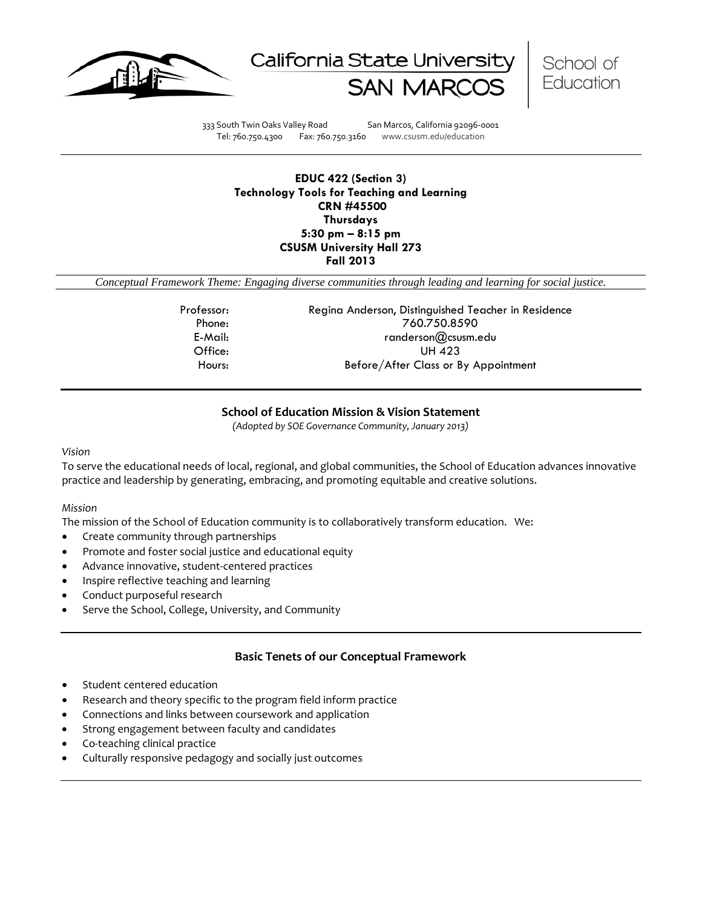California State University SAN MARCOS | School of Education

333 South Twin Oaks Valley Road San Marcos, California 92096-0001
Tel: 760.750.4300 Fax: 760.750.3160 www.csusm.edu/education

---

**EDUC 422 (Section 3)**
**Technology Tools for Teaching and Learning**
**CRN #45500**
**Thursdays**
**5:30 pm – 8:15 pm**
**CSUSM University Hall 273**
**Fall 2013**

*Conceptual Framework Theme: Engaging diverse communities through leading and learning for social justice.*

| | |
|---|---|
| Professor: | Regina Anderson, Distinguished Teacher in Residence |
| Phone: | 760.750.8590 |
| E-Mail: | randerson@csusm.edu |
| Office: | UH 423 |
| Hours: | Before/After Class or By Appointment |

---

## School of Education Mission & Vision Statement

*(Adopted by SOE Governance Community, January 2013)*

*Vision*

To serve the educational needs of local, regional, and global communities, the School of Education advances innovative practice and leadership by generating, embracing, and promoting equitable and creative solutions.

*Mission*

The mission of the School of Education community is to collaboratively transform education. We:

- Create community through partnerships
- Promote and foster social justice and educational equity
- Advance innovative, student-centered practices
- Inspire reflective teaching and learning
- Conduct purposeful research
- Serve the School, College, University, and Community

---

## Basic Tenets of our Conceptual Framework

- Student centered education
- Research and theory specific to the program field inform practice
- Connections and links between coursework and application
- Strong engagement between faculty and candidates
- Co-teaching clinical practice
- Culturally responsive pedagogy and socially just outcomes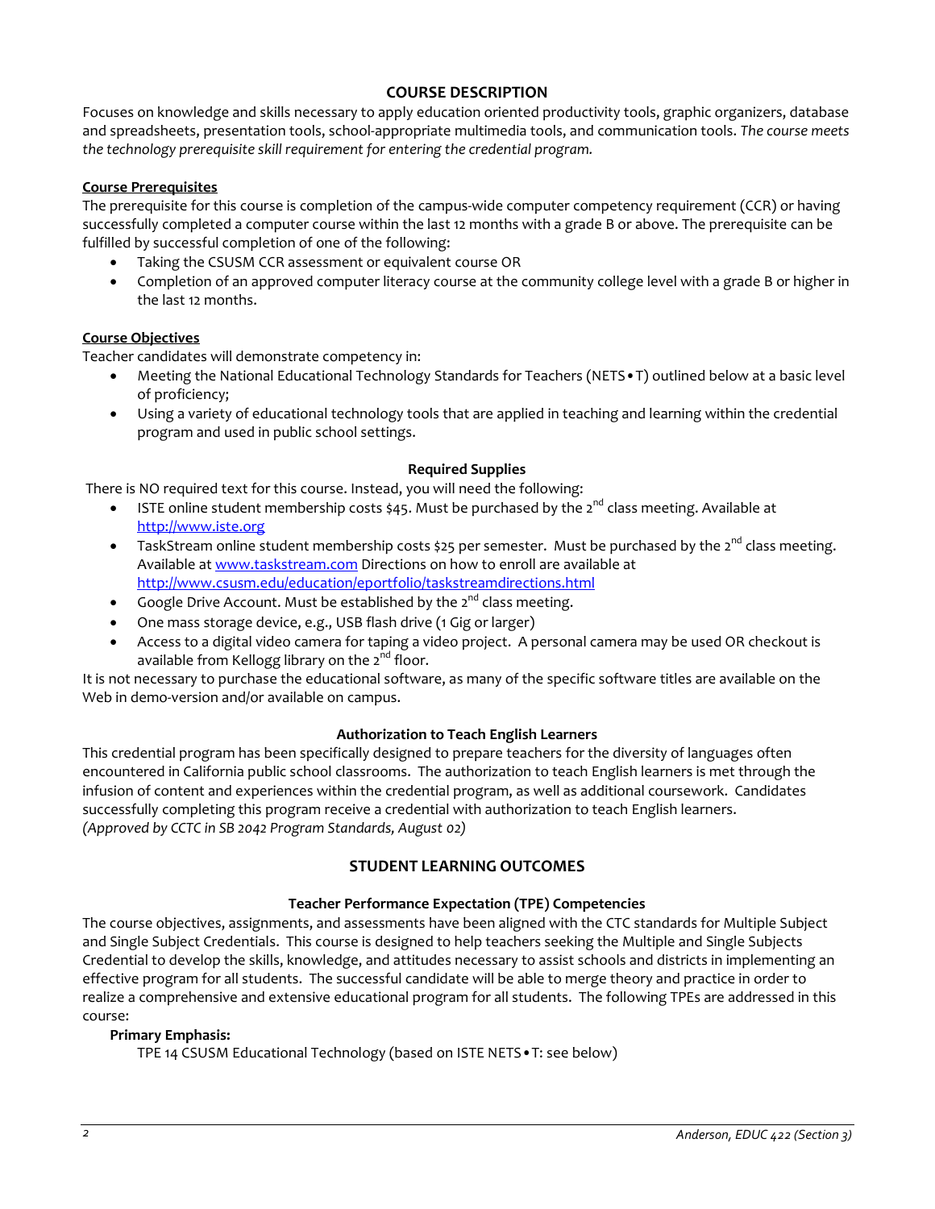## COURSE DESCRIPTION

Focuses on knowledge and skills necessary to apply education oriented productivity tools, graphic organizers, database and spreadsheets, presentation tools, school-appropriate multimedia tools, and communication tools. *The course meets the technology prerequisite skill requirement for entering the credential program.*

### Course Prerequisites

The prerequisite for this course is completion of the campus-wide computer competency requirement (CCR) or having successfully completed a computer course within the last 12 months with a grade B or above. The prerequisite can be fulfilled by successful completion of one of the following:

- Taking the CSUSM CCR assessment or equivalent course OR
- Completion of an approved computer literacy course at the community college level with a grade B or higher in the last 12 months.

### Course Objectives

Teacher candidates will demonstrate competency in:

- Meeting the National Educational Technology Standards for Teachers (NETS•T) outlined below at a basic level of proficiency;
- Using a variety of educational technology tools that are applied in teaching and learning within the credential program and used in public school settings.

### Required Supplies

There is NO required text for this course. Instead, you will need the following:

- ISTE online student membership costs $45. Must be purchased by the 2nd class meeting. Available at http://www.iste.org
- TaskStream online student membership costs $25 per semester. Must be purchased by the 2nd class meeting. Available at www.taskstream.com Directions on how to enroll are available at http://www.csusm.edu/education/eportfolio/taskstreamdirections.html
- Google Drive Account. Must be established by the 2nd class meeting.
- One mass storage device, e.g., USB flash drive (1 Gig or larger)
- Access to a digital video camera for taping a video project. A personal camera may be used OR checkout is available from Kellogg library on the 2nd floor.

It is not necessary to purchase the educational software, as many of the specific software titles are available on the Web in demo-version and/or available on campus.

### Authorization to Teach English Learners

This credential program has been specifically designed to prepare teachers for the diversity of languages often encountered in California public school classrooms. The authorization to teach English learners is met through the infusion of content and experiences within the credential program, as well as additional coursework. Candidates successfully completing this program receive a credential with authorization to teach English learners. *(Approved by CCTC in SB 2042 Program Standards, August 02)*

## STUDENT LEARNING OUTCOMES

### Teacher Performance Expectation (TPE) Competencies

The course objectives, assignments, and assessments have been aligned with the CTC standards for Multiple Subject and Single Subject Credentials. This course is designed to help teachers seeking the Multiple and Single Subjects Credential to develop the skills, knowledge, and attitudes necessary to assist schools and districts in implementing an effective program for all students. The successful candidate will be able to merge theory and practice in order to realize a comprehensive and extensive educational program for all students. The following TPEs are addressed in this course:

**Primary Emphasis:**

TPE 14 CSUSM Educational Technology (based on ISTE NETS•T: see below)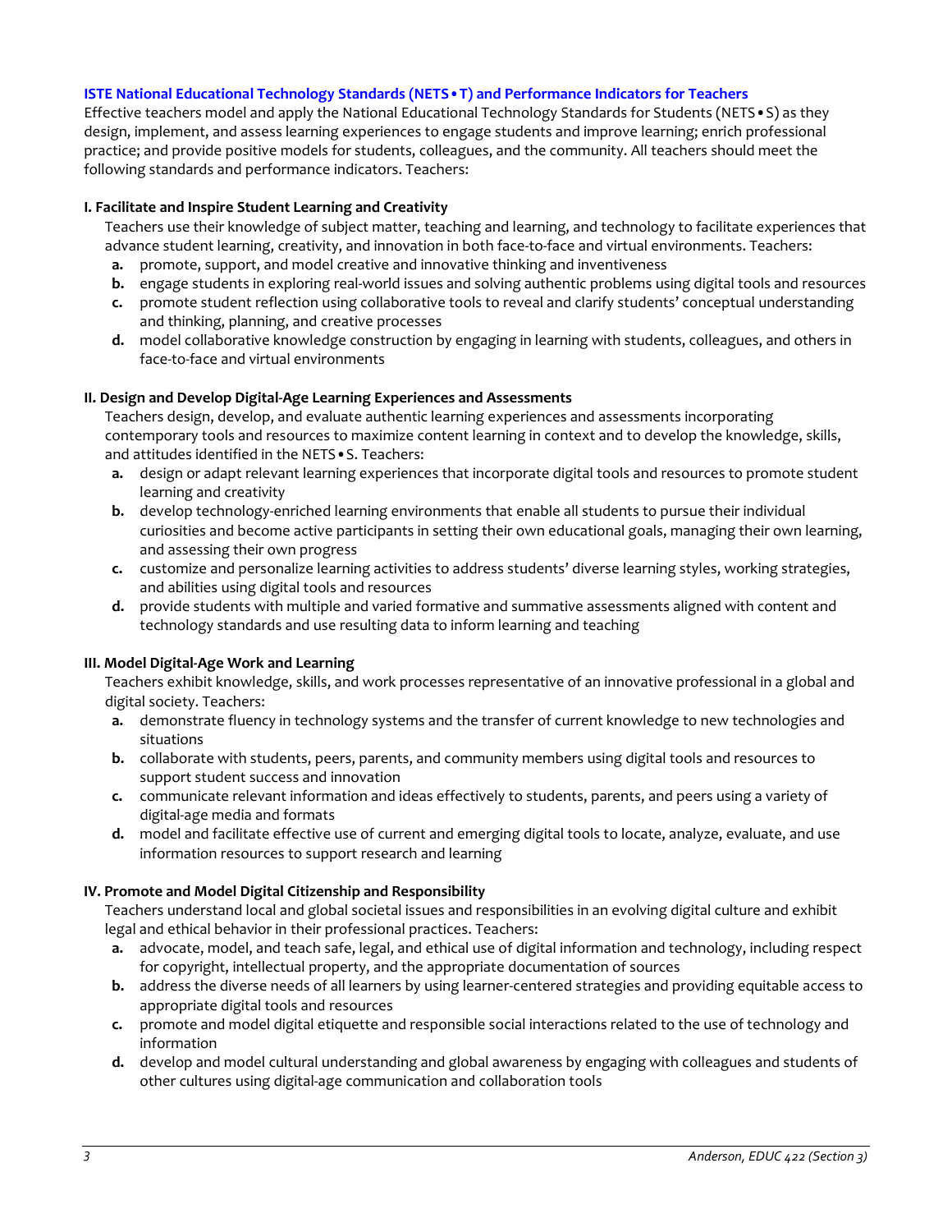## ISTE National Educational Technology Standards (NETS•T) and Performance Indicators for Teachers

Effective teachers model and apply the National Educational Technology Standards for Students (NETS•S) as they design, implement, and assess learning experiences to engage students and improve learning; enrich professional practice; and provide positive models for students, colleagues, and the community. All teachers should meet the following standards and performance indicators. Teachers:

### I. Facilitate and Inspire Student Learning and Creativity

Teachers use their knowledge of subject matter, teaching and learning, and technology to facilitate experiences that advance student learning, creativity, and innovation in both face-to-face and virtual environments. Teachers:

- **a.** promote, support, and model creative and innovative thinking and inventiveness
- **b.** engage students in exploring real-world issues and solving authentic problems using digital tools and resources
- **c.** promote student reflection using collaborative tools to reveal and clarify students' conceptual understanding and thinking, planning, and creative processes
- **d.** model collaborative knowledge construction by engaging in learning with students, colleagues, and others in face-to-face and virtual environments

### II. Design and Develop Digital-Age Learning Experiences and Assessments

Teachers design, develop, and evaluate authentic learning experiences and assessments incorporating contemporary tools and resources to maximize content learning in context and to develop the knowledge, skills, and attitudes identified in the NETS•S. Teachers:

- **a.** design or adapt relevant learning experiences that incorporate digital tools and resources to promote student learning and creativity
- **b.** develop technology-enriched learning environments that enable all students to pursue their individual curiosities and become active participants in setting their own educational goals, managing their own learning, and assessing their own progress
- **c.** customize and personalize learning activities to address students' diverse learning styles, working strategies, and abilities using digital tools and resources
- **d.** provide students with multiple and varied formative and summative assessments aligned with content and technology standards and use resulting data to inform learning and teaching

### III. Model Digital-Age Work and Learning

Teachers exhibit knowledge, skills, and work processes representative of an innovative professional in a global and digital society. Teachers:

- **a.** demonstrate fluency in technology systems and the transfer of current knowledge to new technologies and situations
- **b.** collaborate with students, peers, parents, and community members using digital tools and resources to support student success and innovation
- **c.** communicate relevant information and ideas effectively to students, parents, and peers using a variety of digital-age media and formats
- **d.** model and facilitate effective use of current and emerging digital tools to locate, analyze, evaluate, and use information resources to support research and learning

### IV. Promote and Model Digital Citizenship and Responsibility

Teachers understand local and global societal issues and responsibilities in an evolving digital culture and exhibit legal and ethical behavior in their professional practices. Teachers:

- **a.** advocate, model, and teach safe, legal, and ethical use of digital information and technology, including respect for copyright, intellectual property, and the appropriate documentation of sources
- **b.** address the diverse needs of all learners by using learner-centered strategies and providing equitable access to appropriate digital tools and resources
- **c.** promote and model digital etiquette and responsible social interactions related to the use of technology and information
- **d.** develop and model cultural understanding and global awareness by engaging with colleagues and students of other cultures using digital-age communication and collaboration tools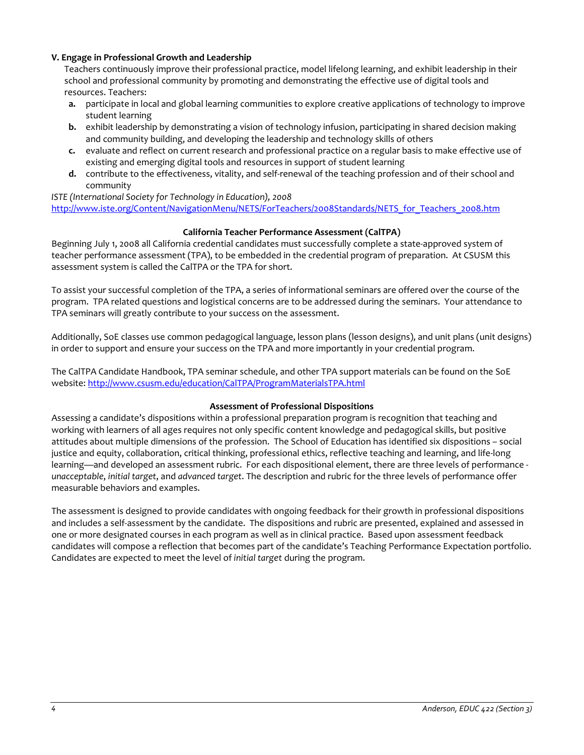**V. Engage in Professional Growth and Leadership**

Teachers continuously improve their professional practice, model lifelong learning, and exhibit leadership in their school and professional community by promoting and demonstrating the effective use of digital tools and resources. Teachers:

- **a.** participate in local and global learning communities to explore creative applications of technology to improve student learning
- **b.** exhibit leadership by demonstrating a vision of technology infusion, participating in shared decision making and community building, and developing the leadership and technology skills of others
- **c.** evaluate and reflect on current research and professional practice on a regular basis to make effective use of existing and emerging digital tools and resources in support of student learning
- **d.** contribute to the effectiveness, vitality, and self-renewal of the teaching profession and of their school and community

*ISTE (International Society for Technology in Education), 2008*
http://www.iste.org/Content/NavigationMenu/NETS/ForTeachers/2008Standards/NETS_for_Teachers_2008.htm

## California Teacher Performance Assessment (CalTPA)

Beginning July 1, 2008 all California credential candidates must successfully complete a state-approved system of teacher performance assessment (TPA), to be embedded in the credential program of preparation. At CSUSM this assessment system is called the CalTPA or the TPA for short.

To assist your successful completion of the TPA, a series of informational seminars are offered over the course of the program. TPA related questions and logistical concerns are to be addressed during the seminars. Your attendance to TPA seminars will greatly contribute to your success on the assessment.

Additionally, SoE classes use common pedagogical language, lesson plans (lesson designs), and unit plans (unit designs) in order to support and ensure your success on the TPA and more importantly in your credential program.

The CalTPA Candidate Handbook, TPA seminar schedule, and other TPA support materials can be found on the SoE website: http://www.csusm.edu/education/CalTPA/ProgramMaterialsTPA.html

## Assessment of Professional Dispositions

Assessing a candidate's dispositions within a professional preparation program is recognition that teaching and working with learners of all ages requires not only specific content knowledge and pedagogical skills, but positive attitudes about multiple dimensions of the profession. The School of Education has identified six dispositions – social justice and equity, collaboration, critical thinking, professional ethics, reflective teaching and learning, and life-long learning—and developed an assessment rubric. For each dispositional element, there are three levels of performance - *unacceptable*, *initial target*, and *advanced target*. The description and rubric for the three levels of performance offer measurable behaviors and examples.

The assessment is designed to provide candidates with ongoing feedback for their growth in professional dispositions and includes a self-assessment by the candidate. The dispositions and rubric are presented, explained and assessed in one or more designated courses in each program as well as in clinical practice. Based upon assessment feedback candidates will compose a reflection that becomes part of the candidate's Teaching Performance Expectation portfolio. Candidates are expected to meet the level of *initial target* during the program.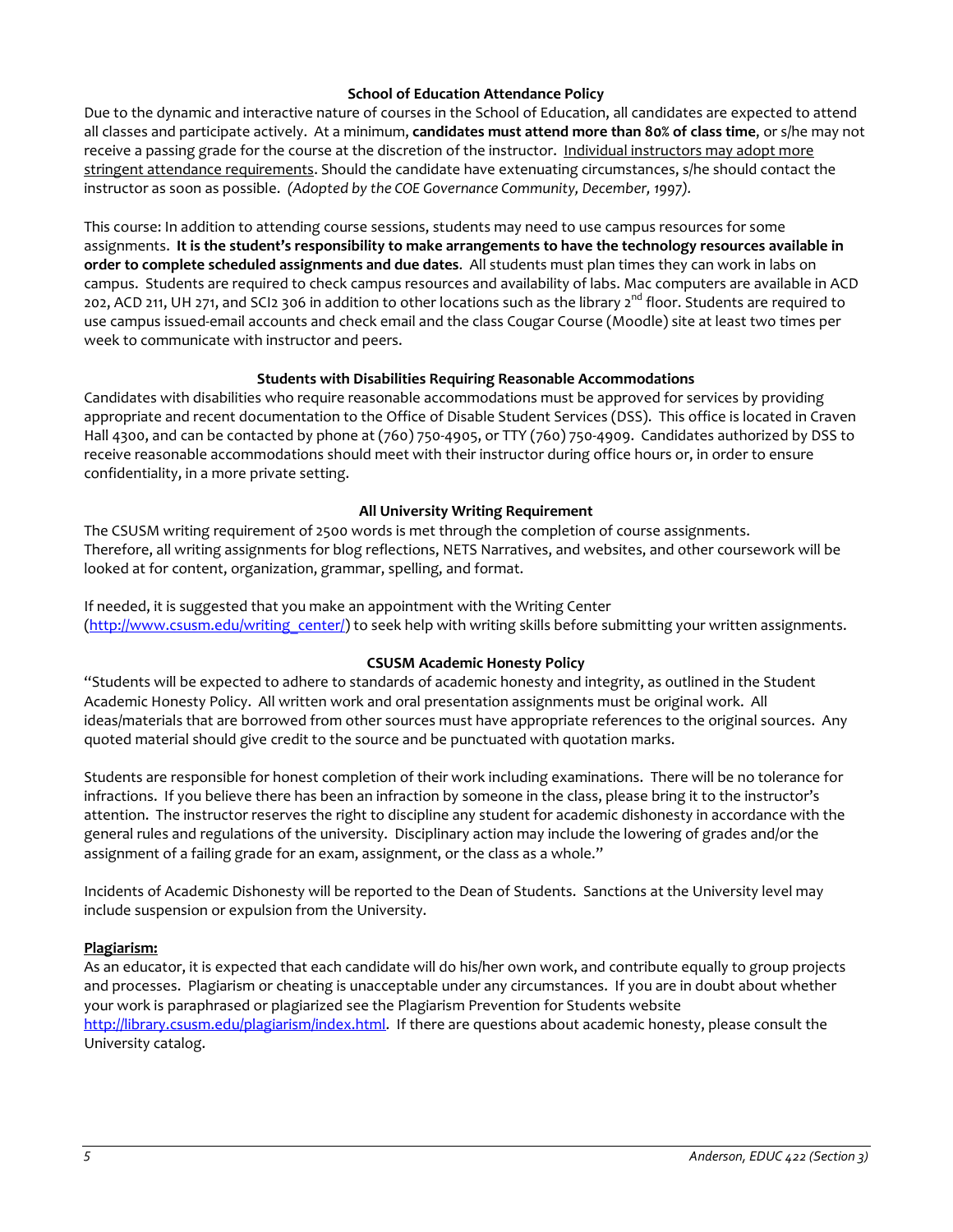### School of Education Attendance Policy

Due to the dynamic and interactive nature of courses in the School of Education, all candidates are expected to attend all classes and participate actively. At a minimum, **candidates must attend more than 80% of class time**, or s/he may not receive a passing grade for the course at the discretion of the instructor. Individual instructors may adopt more stringent attendance requirements. Should the candidate have extenuating circumstances, s/he should contact the instructor as soon as possible. *(Adopted by the COE Governance Community, December, 1997).*

This course: In addition to attending course sessions, students may need to use campus resources for some assignments. **It is the student's responsibility to make arrangements to have the technology resources available in order to complete scheduled assignments and due dates**. All students must plan times they can work in labs on campus. Students are required to check campus resources and availability of labs. Mac computers are available in ACD 202, ACD 211, UH 271, and SCI2 306 in addition to other locations such as the library 2nd floor. Students are required to use campus issued-email accounts and check email and the class Cougar Course (Moodle) site at least two times per week to communicate with instructor and peers.

### Students with Disabilities Requiring Reasonable Accommodations

Candidates with disabilities who require reasonable accommodations must be approved for services by providing appropriate and recent documentation to the Office of Disable Student Services (DSS). This office is located in Craven Hall 4300, and can be contacted by phone at (760) 750-4905, or TTY (760) 750-4909. Candidates authorized by DSS to receive reasonable accommodations should meet with their instructor during office hours or, in order to ensure confidentiality, in a more private setting.

### All University Writing Requirement

The CSUSM writing requirement of 2500 words is met through the completion of course assignments. Therefore, all writing assignments for blog reflections, NETS Narratives, and websites, and other coursework will be looked at for content, organization, grammar, spelling, and format.

If needed, it is suggested that you make an appointment with the Writing Center (http://www.csusm.edu/writing_center/) to seek help with writing skills before submitting your written assignments.

### CSUSM Academic Honesty Policy

"Students will be expected to adhere to standards of academic honesty and integrity, as outlined in the Student Academic Honesty Policy. All written work and oral presentation assignments must be original work. All ideas/materials that are borrowed from other sources must have appropriate references to the original sources. Any quoted material should give credit to the source and be punctuated with quotation marks.

Students are responsible for honest completion of their work including examinations. There will be no tolerance for infractions. If you believe there has been an infraction by someone in the class, please bring it to the instructor's attention. The instructor reserves the right to discipline any student for academic dishonesty in accordance with the general rules and regulations of the university. Disciplinary action may include the lowering of grades and/or the assignment of a failing grade for an exam, assignment, or the class as a whole."

Incidents of Academic Dishonesty will be reported to the Dean of Students. Sanctions at the University level may include suspension or expulsion from the University.

**Plagiarism:**

As an educator, it is expected that each candidate will do his/her own work, and contribute equally to group projects and processes. Plagiarism or cheating is unacceptable under any circumstances. If you are in doubt about whether your work is paraphrased or plagiarized see the Plagiarism Prevention for Students website http://library.csusm.edu/plagiarism/index.html. If there are questions about academic honesty, please consult the University catalog.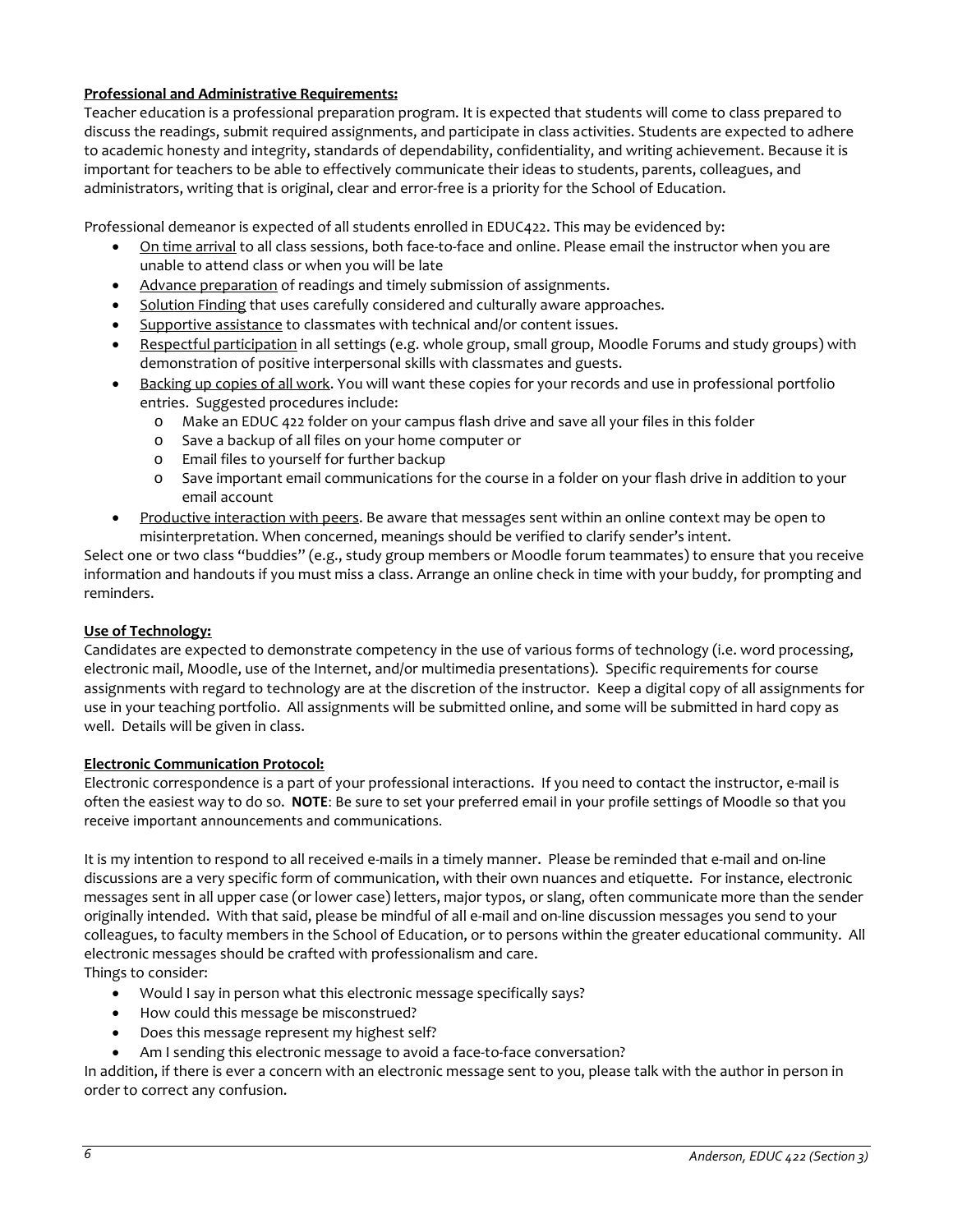**Professional and Administrative Requirements:**

Teacher education is a professional preparation program. It is expected that students will come to class prepared to discuss the readings, submit required assignments, and participate in class activities. Students are expected to adhere to academic honesty and integrity, standards of dependability, confidentiality, and writing achievement. Because it is important for teachers to be able to effectively communicate their ideas to students, parents, colleagues, and administrators, writing that is original, clear and error-free is a priority for the School of Education.

Professional demeanor is expected of all students enrolled in EDUC422. This may be evidenced by:

- On time arrival to all class sessions, both face-to-face and online. Please email the instructor when you are unable to attend class or when you will be late
- Advance preparation of readings and timely submission of assignments.
- Solution Finding that uses carefully considered and culturally aware approaches.
- Supportive assistance to classmates with technical and/or content issues.
- Respectful participation in all settings (e.g. whole group, small group, Moodle Forums and study groups) with demonstration of positive interpersonal skills with classmates and guests.
- Backing up copies of all work. You will want these copies for your records and use in professional portfolio entries. Suggested procedures include:
  - Make an EDUC 422 folder on your campus flash drive and save all your files in this folder
  - Save a backup of all files on your home computer or
  - Email files to yourself for further backup
  - Save important email communications for the course in a folder on your flash drive in addition to your email account
- Productive interaction with peers. Be aware that messages sent within an online context may be open to misinterpretation. When concerned, meanings should be verified to clarify sender's intent.

Select one or two class "buddies" (e.g., study group members or Moodle forum teammates) to ensure that you receive information and handouts if you must miss a class. Arrange an online check in time with your buddy, for prompting and reminders.

**Use of Technology:**

Candidates are expected to demonstrate competency in the use of various forms of technology (i.e. word processing, electronic mail, Moodle, use of the Internet, and/or multimedia presentations). Specific requirements for course assignments with regard to technology are at the discretion of the instructor. Keep a digital copy of all assignments for use in your teaching portfolio. All assignments will be submitted online, and some will be submitted in hard copy as well. Details will be given in class.

**Electronic Communication Protocol:**

Electronic correspondence is a part of your professional interactions. If you need to contact the instructor, e-mail is often the easiest way to do so. **NOTE**: Be sure to set your preferred email in your profile settings of Moodle so that you receive important announcements and communications.

It is my intention to respond to all received e-mails in a timely manner. Please be reminded that e-mail and on-line discussions are a very specific form of communication, with their own nuances and etiquette. For instance, electronic messages sent in all upper case (or lower case) letters, major typos, or slang, often communicate more than the sender originally intended. With that said, please be mindful of all e-mail and on-line discussion messages you send to your colleagues, to faculty members in the School of Education, or to persons within the greater educational community. All electronic messages should be crafted with professionalism and care.

Things to consider:

- Would I say in person what this electronic message specifically says?
- How could this message be misconstrued?
- Does this message represent my highest self?
- Am I sending this electronic message to avoid a face-to-face conversation?

In addition, if there is ever a concern with an electronic message sent to you, please talk with the author in person in order to correct any confusion.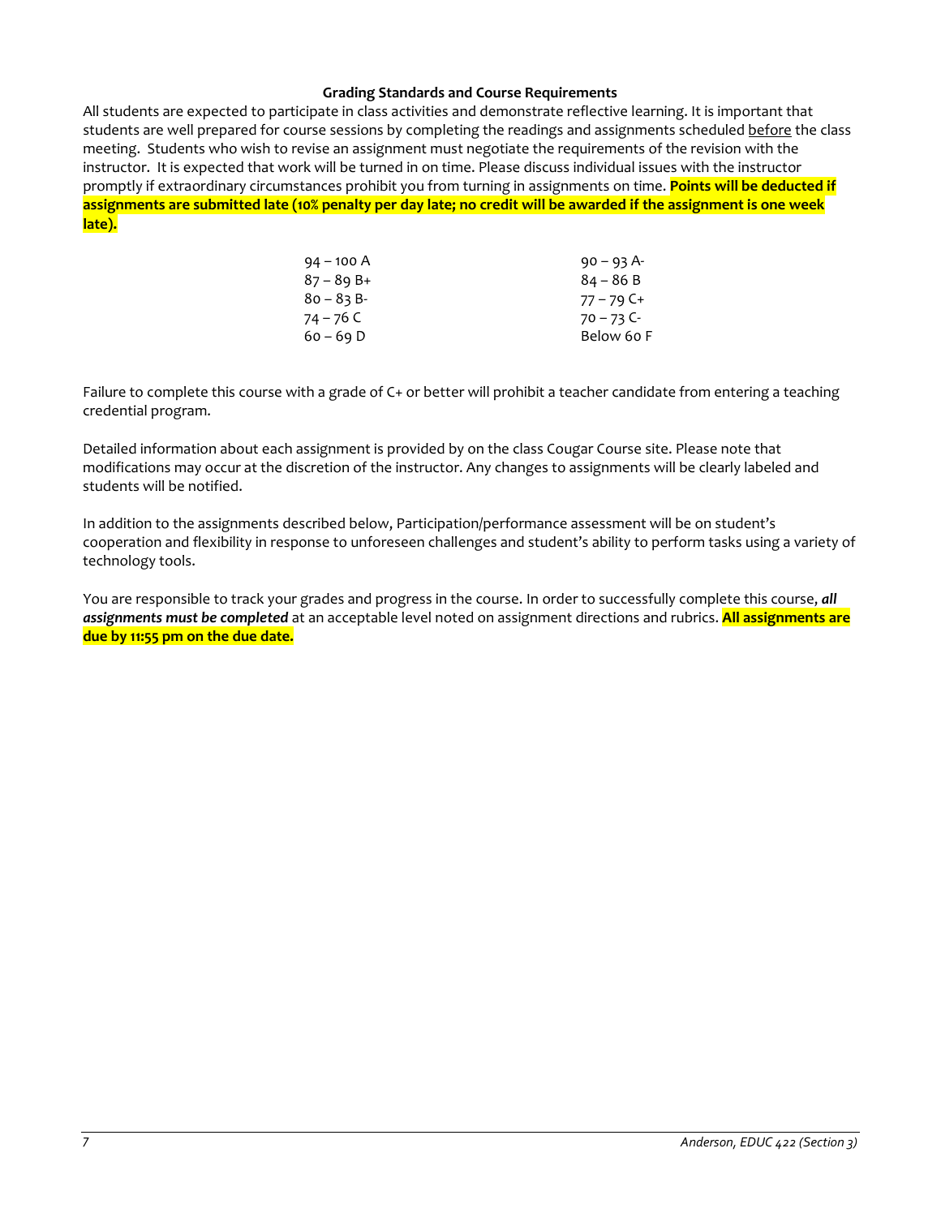### Grading Standards and Course Requirements

All students are expected to participate in class activities and demonstrate reflective learning. It is important that students are well prepared for course sessions by completing the readings and assignments scheduled before the class meeting. Students who wish to revise an assignment must negotiate the requirements of the revision with the instructor. It is expected that work will be turned in on time. Please discuss individual issues with the instructor promptly if extraordinary circumstances prohibit you from turning in assignments on time. **Points will be deducted if assignments are submitted late (10% penalty per day late; no credit will be awarded if the assignment is one week late).**

| | |
|---|---|
| 94 – 100 A | 90 – 93 A- |
| 87 – 89 B+ | 84 – 86 B |
| 80 – 83 B- | 77 – 79 C+ |
| 74 – 76 C | 70 – 73 C- |
| 60 – 69 D | Below 60 F |

Failure to complete this course with a grade of C+ or better will prohibit a teacher candidate from entering a teaching credential program.

Detailed information about each assignment is provided by on the class Cougar Course site. Please note that modifications may occur at the discretion of the instructor. Any changes to assignments will be clearly labeled and students will be notified.

In addition to the assignments described below, Participation/performance assessment will be on student's cooperation and flexibility in response to unforeseen challenges and student's ability to perform tasks using a variety of technology tools.

You are responsible to track your grades and progress in the course. In order to successfully complete this course, ***all assignments must be completed*** at an acceptable level noted on assignment directions and rubrics. **All assignments are due by 11:55 pm on the due date.**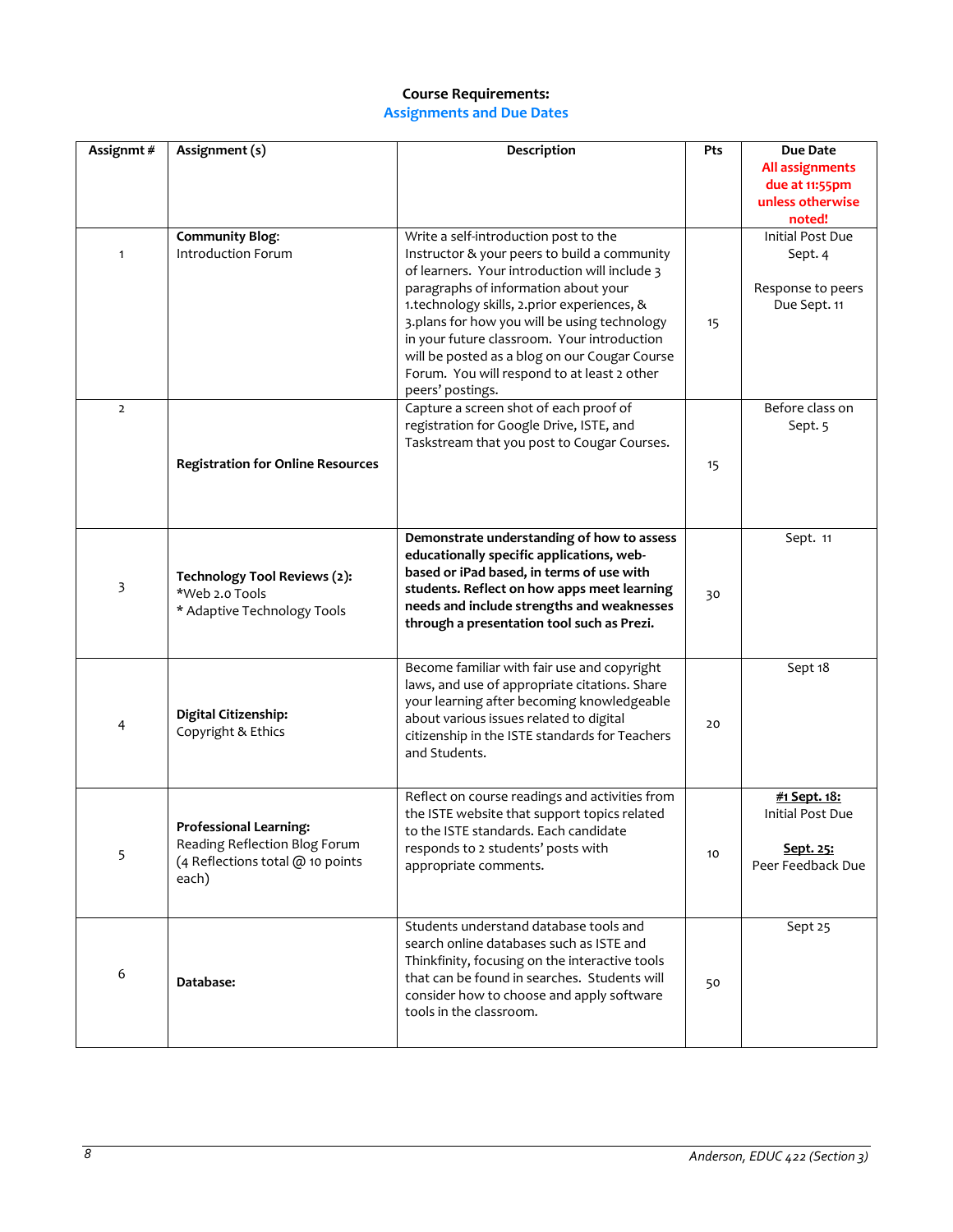**Course Requirements:**

**Assignments and Due Dates**

| Assignmt # | Assignment (s) | Description | Pts | Due Date **All assignments due at 11:55pm unless otherwise noted!** |
|---|---|---|---|---|
| 1 | **Community Blog:** Introduction Forum | Write a self-introduction post to the Instructor & your peers to build a community of learners. Your introduction will include 3 paragraphs of information about your 1.technology skills, 2.prior experiences, & 3.plans for how you will be using technology in your future classroom. Your introduction will be posted as a blog on our Cougar Course Forum. You will respond to at least 2 other peers' postings. | 15 | Initial Post Due Sept. 4<br><br>Response to peers Due Sept. 11 |
| 2 | **Registration for Online Resources** | Capture a screen shot of each proof of registration for Google Drive, ISTE, and Taskstream that you post to Cougar Courses. | 15 | Before class on Sept. 5 |
| 3 | **Technology Tool Reviews (2):** *Web 2.0 Tools * Adaptive Technology Tools | **Demonstrate understanding of how to assess educationally specific applications, web-based or iPad based, in terms of use with students. Reflect on how apps meet learning needs and include strengths and weaknesses through a presentation tool such as Prezi.** | 30 | Sept. 11 |
| 4 | **Digital Citizenship:** Copyright & Ethics | Become familiar with fair use and copyright laws, and use of appropriate citations. Share your learning after becoming knowledgeable about various issues related to digital citizenship in the ISTE standards for Teachers and Students. | 20 | Sept 18 |
| 5 | **Professional Learning:** Reading Reflection Blog Forum (4 Reflections total @ 10 points each) | Reflect on course readings and activities from the ISTE website that support topics related to the ISTE standards. Each candidate responds to 2 students' posts with appropriate comments. | 10 | **#1 Sept. 18:** Initial Post Due<br><br>**Sept. 25:** Peer Feedback Due |
| 6 | **Database:** | Students understand database tools and search online databases such as ISTE and Thinkfinity, focusing on the interactive tools that can be found in searches. Students will consider how to choose and apply software tools in the classroom. | 50 | Sept 25 |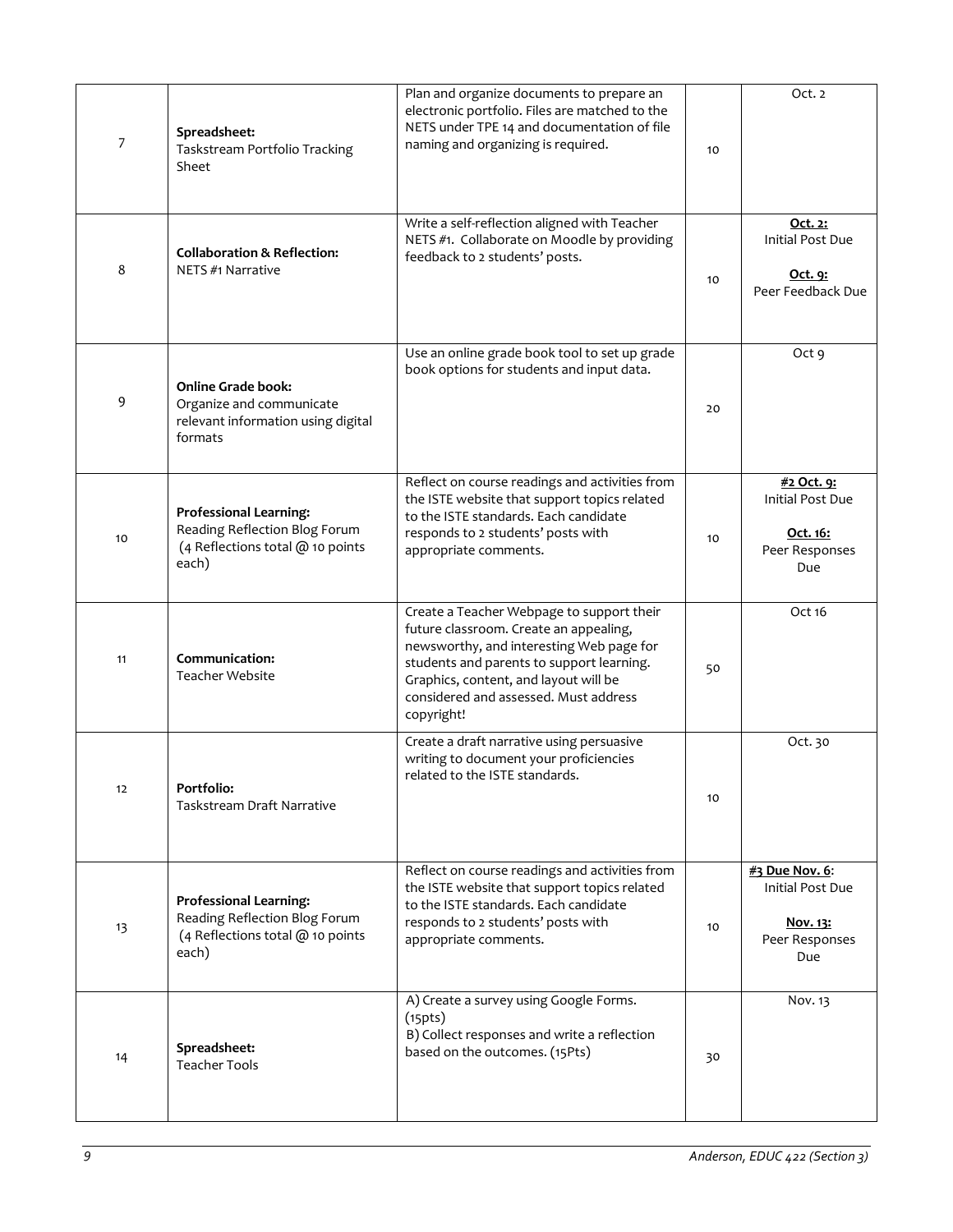| 7 | **Spreadsheet:** Taskstream Portfolio Tracking Sheet | Plan and organize documents to prepare an electronic portfolio. Files are matched to the NETS under TPE 14 and documentation of file naming and organizing is required. | 10 | Oct. 2 |
|---|---|---|---|---|
| 8 | **Collaboration & Reflection:** NETS #1 Narrative | Write a self-reflection aligned with Teacher NETS #1. Collaborate on Moodle by providing feedback to 2 students' posts. | 10 | **<u>Oct. 2:</u>** Initial Post Due<br><br>**<u>Oct. 9:</u>** Peer Feedback Due |
| 9 | **Online Grade book:** Organize and communicate relevant information using digital formats | Use an online grade book tool to set up grade book options for students and input data. | 20 | Oct 9 |
| 10 | **Professional Learning:** Reading Reflection Blog Forum (4 Reflections total @ 10 points each) | Reflect on course readings and activities from the ISTE website that support topics related to the ISTE standards. Each candidate responds to 2 students' posts with appropriate comments. | 10 | **<u>#2 Oct. 9:</u>** Initial Post Due<br><br>**<u>Oct. 16:</u>** Peer Responses Due |
| 11 | **Communication:** Teacher Website | Create a Teacher Webpage to support their future classroom. Create an appealing, newsworthy, and interesting Web page for students and parents to support learning. Graphics, content, and layout will be considered and assessed. Must address copyright! | 50 | Oct 16 |
| 12 | **Portfolio:** Taskstream Draft Narrative | Create a draft narrative using persuasive writing to document your proficiencies related to the ISTE standards. | 10 | Oct. 30 |
| 13 | **Professional Learning:** Reading Reflection Blog Forum (4 Reflections total @ 10 points each) | Reflect on course readings and activities from the ISTE website that support topics related to the ISTE standards. Each candidate responds to 2 students' posts with appropriate comments. | 10 | **<u>#3 Due Nov. 6</u>**: Initial Post Due<br><br>**<u>Nov. 13:</u>** Peer Responses Due |
| 14 | **Spreadsheet:** Teacher Tools | A) Create a survey using Google Forms. (15pts)<br>B) Collect responses and write a reflection based on the outcomes. (15Pts) | 30 | Nov. 13 |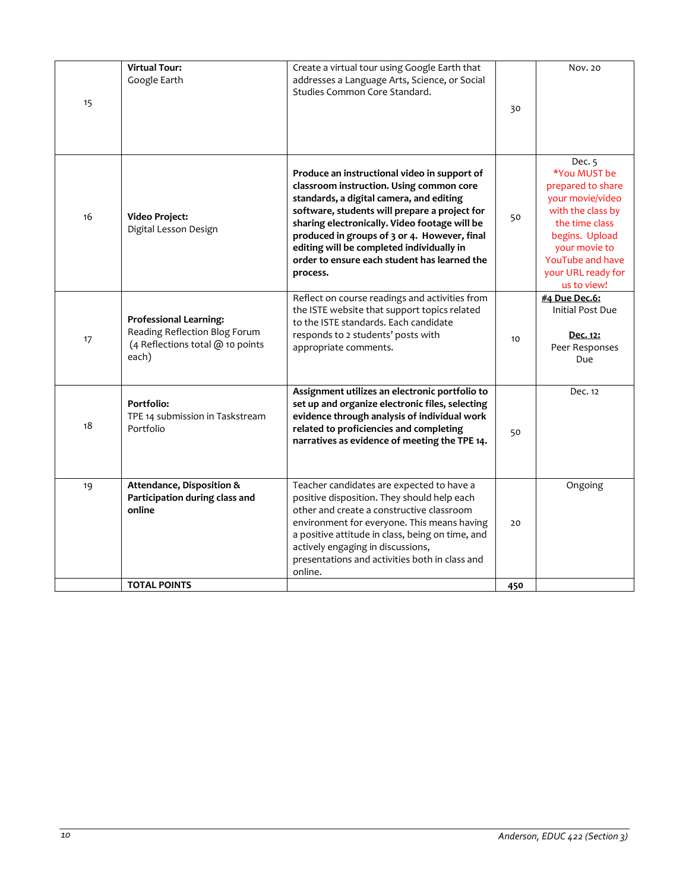| 15 | **Virtual Tour:** Google Earth | Create a virtual tour using Google Earth that addresses a Language Arts, Science, or Social Studies Common Core Standard. | 30 | Nov. 20 |
|---|---|---|---|---|
| 16 | **Video Project:** Digital Lesson Design | **Produce an instructional video in support of classroom instruction. Using common core standards, a digital camera, and editing software, students will prepare a project for sharing electronically. Video footage will be produced in groups of 3 or 4. However, final editing will be completed individually in order to ensure each student has learned the process.** | 50 | Dec. 5 *You MUST be prepared to share your movie/video with the class by the time class begins. Upload your movie to YouTube and have your URL ready for us to view! |
| 17 | **Professional Learning:** Reading Reflection Blog Forum (4 Reflections total @ 10 points each) | Reflect on course readings and activities from the ISTE website that support topics related to the ISTE standards. Each candidate responds to 2 students' posts with appropriate comments. | 10 | **#4 Due Dec.6:** Initial Post Due<br><br>**Dec. 12:** Peer Responses Due |
| 18 | **Portfolio:** TPE 14 submission in Taskstream Portfolio | **Assignment utilizes an electronic portfolio to set up and organize electronic files, selecting evidence through analysis of individual work related to proficiencies and completing narratives as evidence of meeting the TPE 14.** | 50 | Dec. 12 |
| 19 | **Attendance, Disposition & Participation during class and online** | Teacher candidates are expected to have a positive disposition. They should help each other and create a constructive classroom environment for everyone. This means having a positive attitude in class, being on time, and actively engaging in discussions, presentations and activities both in class and online. | 20 | Ongoing |
| | **TOTAL POINTS** | | **450** | |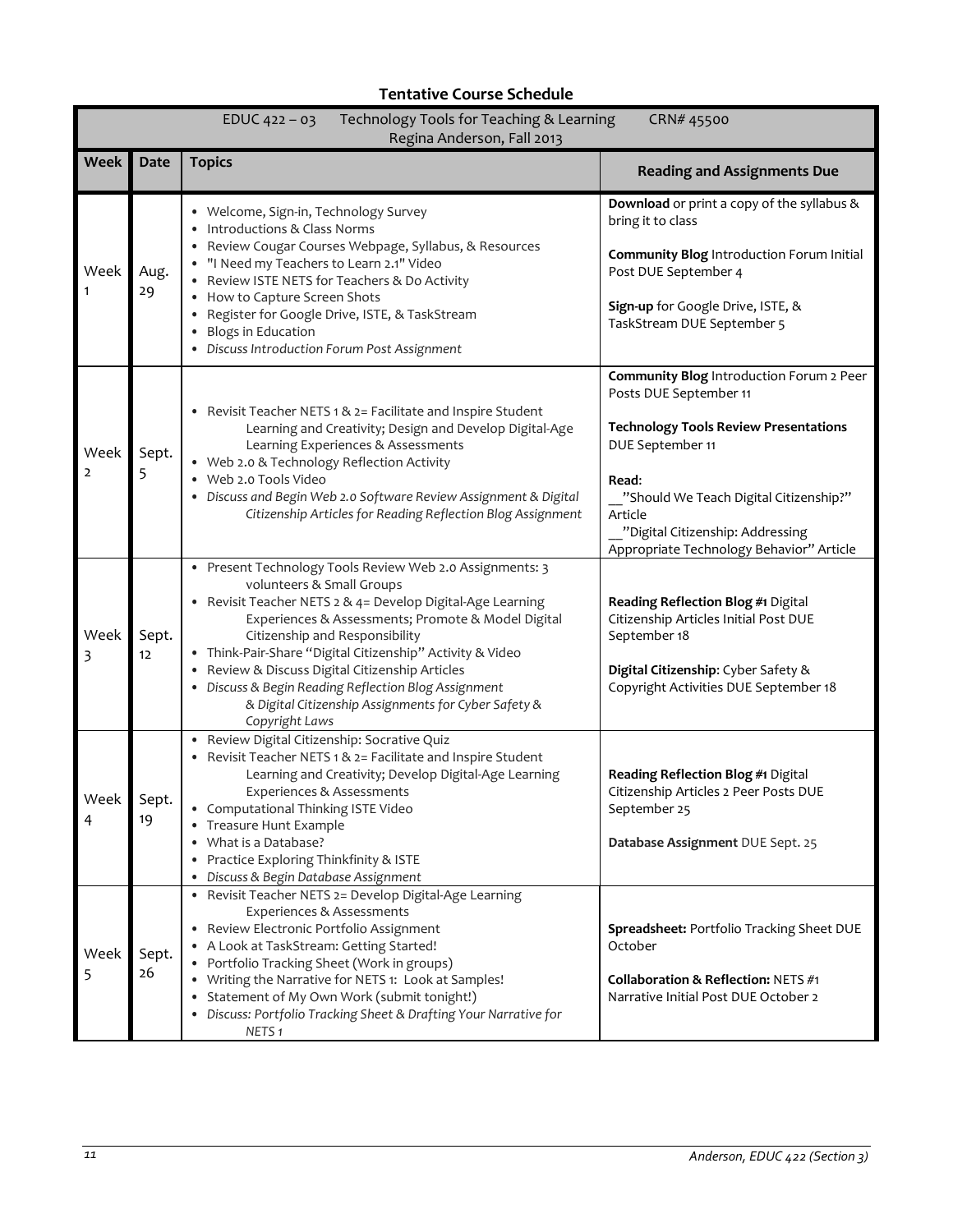## Tentative Course Schedule

| EDUC 422 – 03 Technology Tools for Teaching & Learning CRN# 45500<br>Regina Anderson, Fall 2013 | | | |
|---|---|---|---|
| **Week** | **Date** | **Topics** | **Reading and Assignments Due** |
| Week 1 | Aug. 29 | • Welcome, Sign-in, Technology Survey<br>• Introductions & Class Norms<br>• Review Cougar Courses Webpage, Syllabus, & Resources<br>• "I Need my Teachers to Learn 2.1" Video<br>• Review ISTE NETS for Teachers & Do Activity<br>• How to Capture Screen Shots<br>• Register for Google Drive, ISTE, & TaskStream<br>• Blogs in Education<br>• *Discuss Introduction Forum Post Assignment* | **Download** or print a copy of the syllabus & bring it to class<br><br>**Community Blog** Introduction Forum Initial Post DUE September 4<br><br>**Sign-up** for Google Drive, ISTE, & TaskStream DUE September 5 |
| Week 2 | Sept. 5 | • Revisit Teacher NETS 1 & 2= Facilitate and Inspire Student Learning and Creativity; Design and Develop Digital-Age Learning Experiences & Assessments<br>• Web 2.0 & Technology Reflection Activity<br>• Web 2.0 Tools Video<br>• *Discuss and Begin Web 2.0 Software Review Assignment & Digital Citizenship Articles for Reading Reflection Blog Assignment* | **Community Blog** Introduction Forum 2 Peer Posts DUE September 11<br><br>**Technology Tools Review Presentations** DUE September 11<br><br>**Read**:<br>__"Should We Teach Digital Citizenship?" Article<br>__"Digital Citizenship: Addressing Appropriate Technology Behavior" Article |
| Week 3 | Sept. 12 | • Present Technology Tools Review Web 2.0 Assignments: 3 volunteers & Small Groups<br>• Revisit Teacher NETS 2 & 4= Develop Digital-Age Learning Experiences & Assessments; Promote & Model Digital Citizenship and Responsibility<br>• Think-Pair-Share "Digital Citizenship" Activity & Video<br>• Review & Discuss Digital Citizenship Articles<br>• *Discuss & Begin Reading Reflection Blog Assignment & Digital Citizenship Assignments for Cyber Safety & Copyright Laws* | **Reading Reflection Blog #1** Digital Citizenship Articles Initial Post DUE September 18<br><br>**Digital Citizenship**: Cyber Safety & Copyright Activities DUE September 18 |
| Week 4 | Sept. 19 | • Review Digital Citizenship: Socrative Quiz<br>• Revisit Teacher NETS 1 & 2= Facilitate and Inspire Student Learning and Creativity; Develop Digital-Age Learning Experiences & Assessments<br>• Computational Thinking ISTE Video<br>• Treasure Hunt Example<br>• What is a Database?<br>• Practice Exploring Thinkfinity & ISTE<br>• *Discuss & Begin Database Assignment* | **Reading Reflection Blog #1** Digital Citizenship Articles 2 Peer Posts DUE September 25<br><br>**Database Assignment** DUE Sept. 25 |
| Week 5 | Sept. 26 | • Revisit Teacher NETS 2= Develop Digital-Age Learning Experiences & Assessments<br>• Review Electronic Portfolio Assignment<br>• A Look at TaskStream: Getting Started!<br>• Portfolio Tracking Sheet (Work in groups)<br>• Writing the Narrative for NETS 1: Look at Samples!<br>• Statement of My Own Work (submit tonight!)<br>• *Discuss: Portfolio Tracking Sheet & Drafting Your Narrative for NETS 1* | **Spreadsheet:** Portfolio Tracking Sheet DUE October<br><br>**Collaboration & Reflection:** NETS #1 Narrative Initial Post DUE October 2 |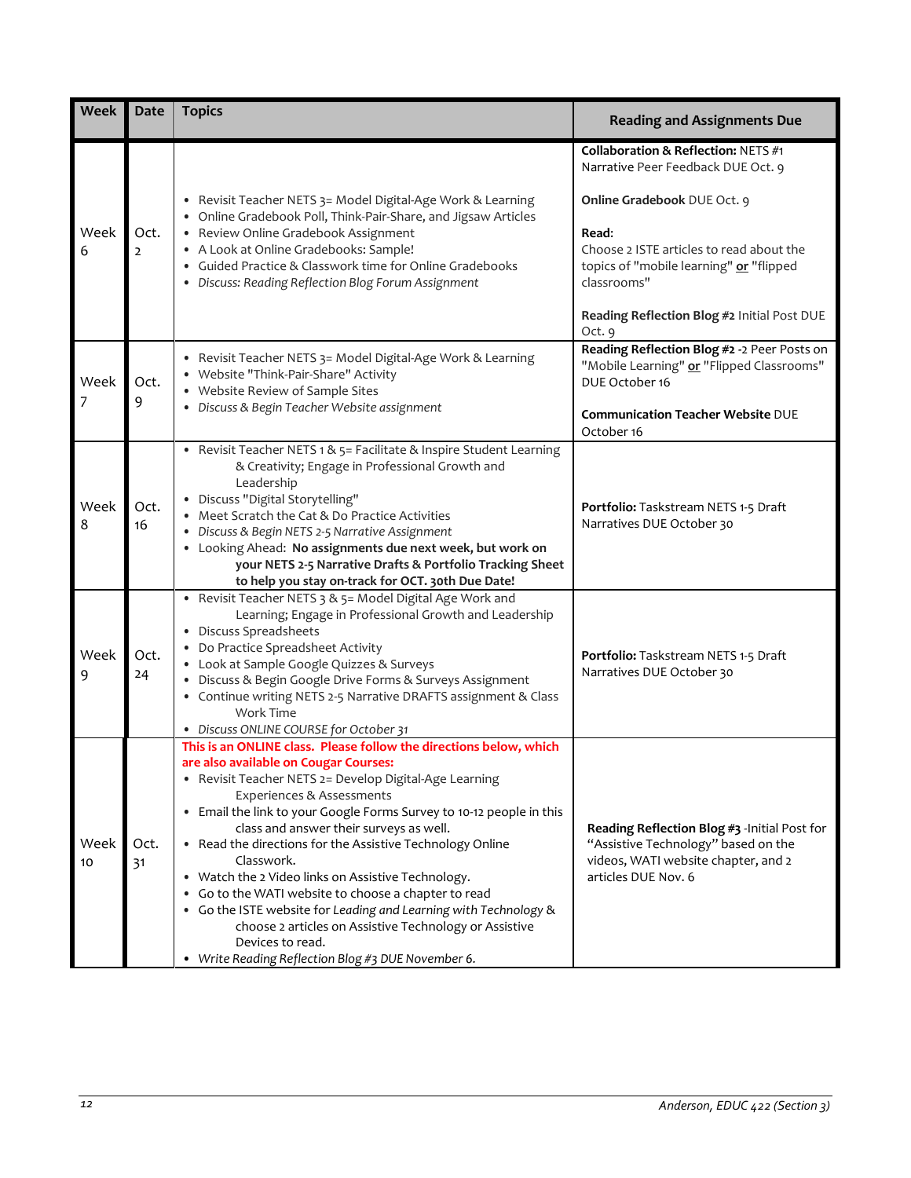| Week | Date | Topics | Reading and Assignments Due |
|---|---|---|---|
| Week 6 | Oct. 2 | • Revisit Teacher NETS 3= Model Digital-Age Work & Learning<br>• Online Gradebook Poll, Think-Pair-Share, and Jigsaw Articles<br>• Review Online Gradebook Assignment<br>• A Look at Online Gradebooks: Sample!<br>• Guided Practice & Classwork time for Online Gradebooks<br>• *Discuss: Reading Reflection Blog Forum Assignment* | **Collaboration & Reflection:** NETS #1 Narrative Peer Feedback DUE Oct. 9<br><br>**Online Gradebook** DUE Oct. 9<br><br>**Read:**<br>Choose 2 ISTE articles to read about the topics of "mobile learning" **or** "flipped classrooms"<br><br>**Reading Reflection Blog #2** Initial Post DUE Oct. 9 |
| Week 7 | Oct. 9 | • Revisit Teacher NETS 3= Model Digital-Age Work & Learning<br>• Website "Think-Pair-Share" Activity<br>• Website Review of Sample Sites<br>• *Discuss & Begin Teacher Website assignment* | **Reading Reflection Blog #2** -2 Peer Posts on "Mobile Learning" **or** "Flipped Classrooms" DUE October 16<br><br>**Communication Teacher Website** DUE October 16 |
| Week 8 | Oct. 16 | • Revisit Teacher NETS 1 & 5= Facilitate & Inspire Student Learning & Creativity; Engage in Professional Growth and Leadership<br>• Discuss "Digital Storytelling"<br>• Meet Scratch the Cat & Do Practice Activities<br>• *Discuss & Begin NETS 2-5 Narrative Assignment*<br>• Looking Ahead: **No assignments due next week, but work on your NETS 2-5 Narrative Drafts & Portfolio Tracking Sheet to help you stay on-track for OCT. 30th Due Date!** | **Portfolio:** Taskstream NETS 1-5 Draft Narratives DUE October 30 |
| Week 9 | Oct. 24 | • Revisit Teacher NETS 3 & 5= Model Digital Age Work and Learning; Engage in Professional Growth and Leadership<br>• Discuss Spreadsheets<br>• Do Practice Spreadsheet Activity<br>• Look at Sample Google Quizzes & Surveys<br>• Discuss & Begin Google Drive Forms & Surveys Assignment<br>• Continue writing NETS 2-5 Narrative DRAFTS assignment & Class Work Time<br>• *Discuss ONLINE COURSE for October 31* | **Portfolio:** Taskstream NETS 1-5 Draft Narratives DUE October 30 |
| Week 10 | Oct. 31 | **This is an ONLINE class. Please follow the directions below, which are also available on Cougar Courses:**<br>• Revisit Teacher NETS 2= Develop Digital-Age Learning Experiences & Assessments<br>• Email the link to your Google Forms Survey to 10-12 people in this class and answer their surveys as well.<br>• Read the directions for the Assistive Technology Online Classwork.<br>• Watch the 2 Video links on Assistive Technology.<br>• Go to the WATI website to choose a chapter to read<br>• Go the ISTE website for *Leading and Learning with Technology* & choose 2 articles on Assistive Technology or Assistive Devices to read.<br>• *Write Reading Reflection Blog #3 DUE November 6.* | **Reading Reflection Blog #3** -Initial Post for "Assistive Technology" based on the videos, WATI website chapter, and 2 articles DUE Nov. 6 |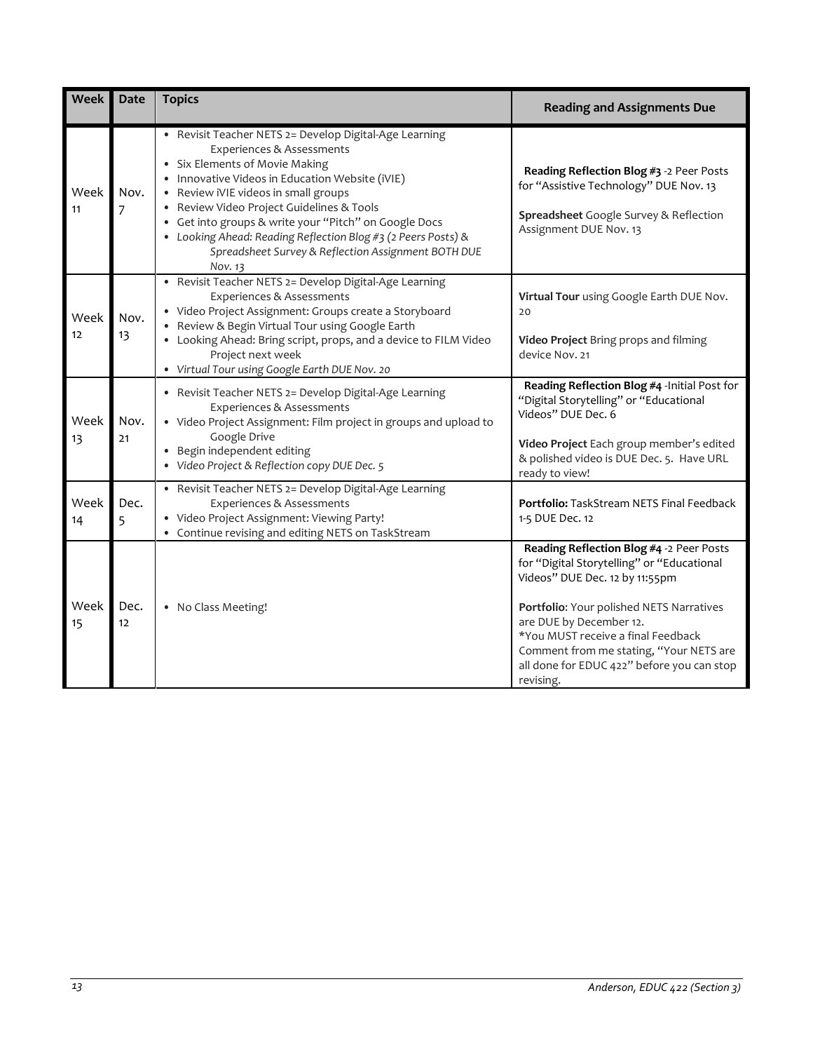| Week | Date | Topics | Reading and Assignments Due |
|---|---|---|---|
| Week 11 | Nov. 7 | • Revisit Teacher NETS 2= Develop Digital-Age Learning Experiences & Assessments<br>• Six Elements of Movie Making<br>• Innovative Videos in Education Website (iVIE)<br>• Review iVIE videos in small groups<br>• Review Video Project Guidelines & Tools<br>• Get into groups & write your "Pitch" on Google Docs<br>• *Looking Ahead: Reading Reflection Blog #3 (2 Peers Posts) & Spreadsheet Survey & Reflection Assignment BOTH DUE Nov. 13* | **Reading Reflection Blog #3** -2 Peer Posts for "Assistive Technology" DUE Nov. 13<br><br>**Spreadsheet** Google Survey & Reflection Assignment DUE Nov. 13 |
| Week 12 | Nov. 13 | • Revisit Teacher NETS 2= Develop Digital-Age Learning Experiences & Assessments<br>• Video Project Assignment: Groups create a Storyboard<br>• Review & Begin Virtual Tour using Google Earth<br>• Looking Ahead: Bring script, props, and a device to FILM Video Project next week<br>• *Virtual Tour using Google Earth DUE Nov. 20* | **Virtual Tour** using Google Earth DUE Nov. 20<br><br>**Video Project** Bring props and filming device Nov. 21 |
| Week 13 | Nov. 21 | • Revisit Teacher NETS 2= Develop Digital-Age Learning Experiences & Assessments<br>• Video Project Assignment: Film project in groups and upload to Google Drive<br>• Begin independent editing<br>• *Video Project & Reflection copy DUE Dec. 5* | **Reading Reflection Blog #4** -Initial Post for "Digital Storytelling" or "Educational Videos" DUE Dec. 6<br><br>**Video Project** Each group member's edited & polished video is DUE Dec. 5. Have URL ready to view! |
| Week 14 | Dec. 5 | • Revisit Teacher NETS 2= Develop Digital-Age Learning Experiences & Assessments<br>• Video Project Assignment: Viewing Party!<br>• Continue revising and editing NETS on TaskStream | **Portfolio:** TaskStream NETS Final Feedback 1-5 DUE Dec. 12 |
| Week 15 | Dec. 12 | • No Class Meeting! | **Reading Reflection Blog #4** -2 Peer Posts for "Digital Storytelling" or "Educational Videos" DUE Dec. 12 by 11:55pm<br><br>**Portfolio**: Your polished NETS Narratives are DUE by December 12.<br>*You MUST receive a final Feedback Comment from me stating, "Your NETS are all done for EDUC 422" before you can stop revising. |